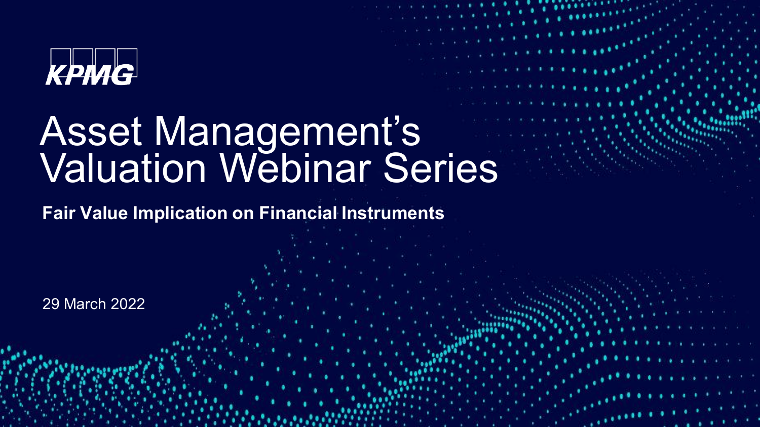KPMG

# Asset Management's Valuation Webinar Series

**Fair Value Implication on Financial Instruments**

29 March 2022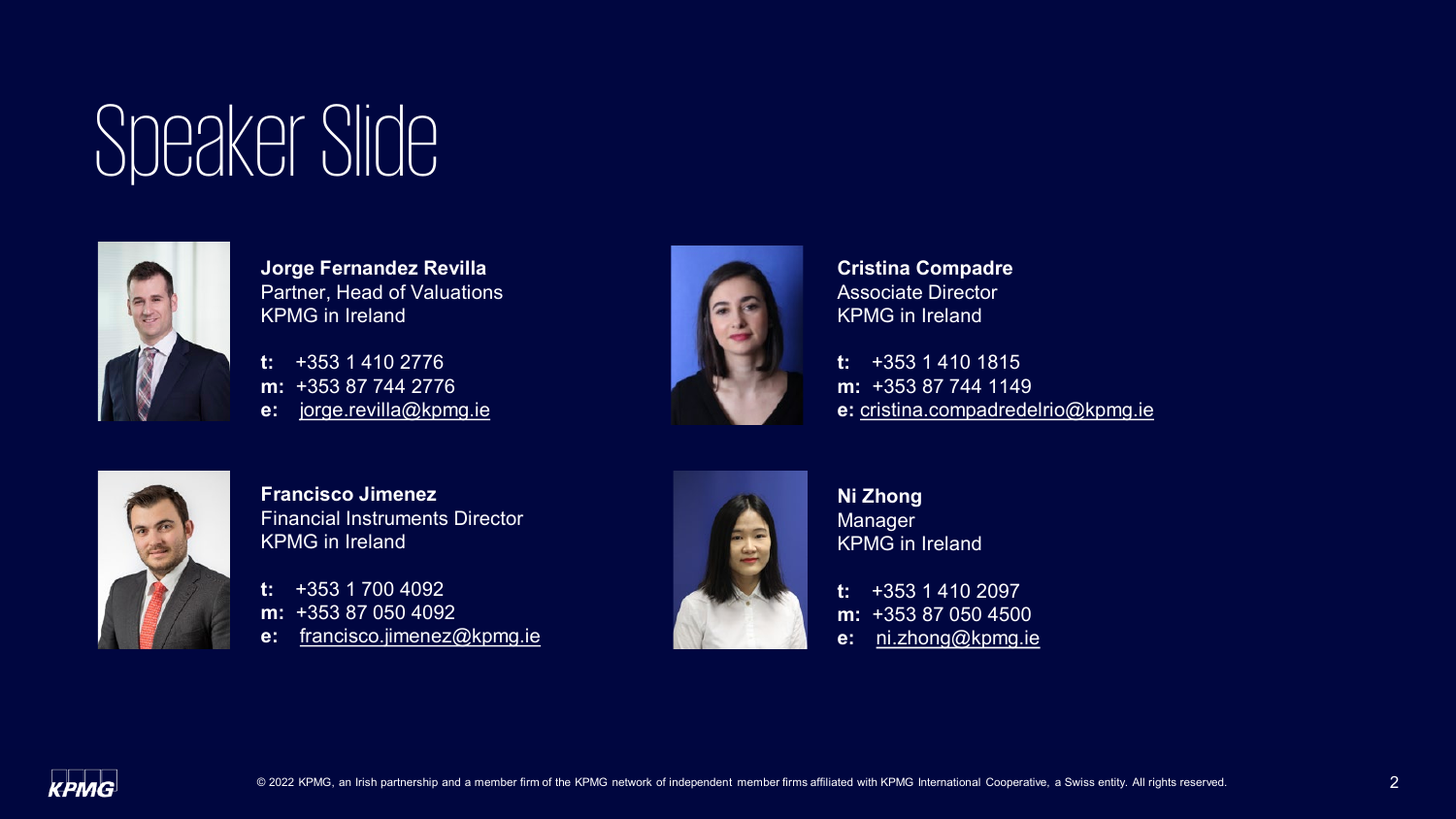# Speaker Slide

**Jorge Fernandez Revilla**
Partner, Head of Valuations
KPMG in Ireland

**t:** +353 1 410 2776
**m:** +353 87 744 2776
**e:** jorge.revilla@kpmg.ie

**Cristina Compadre**
Associate Director
KPMG in Ireland

**t:** +353 1 410 1815
**m:** +353 87 744 1149
**e:** cristina.compadredelrio@kpmg.ie

**Francisco Jimenez**
Financial Instruments Director
KPMG in Ireland

**t:** +353 1 700 4092
**m:** +353 87 050 4092
**e:** francisco.jimenez@kpmg.ie

**Ni Zhong**
Manager
KPMG in Ireland

**t:** +353 1 410 2097
**m:** +353 87 050 4500
**e:** ni.zhong@kpmg.ie

© 2022 KPMG, an Irish partnership and a member firm of the KPMG network of independent member firms affiliated with KPMG International Cooperative, a Swiss entity. All rights reserved.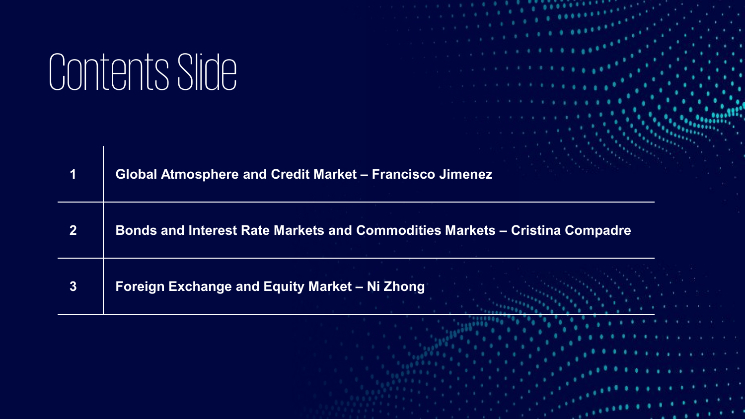# Contents Slide

| | |
|---|---|
| 1 | **Global Atmosphere and Credit Market – Francisco Jimenez** |
| 2 | **Bonds and Interest Rate Markets and Commodities Markets – Cristina Compadre** |
| 3 | **Foreign Exchange and Equity Market – Ni Zhong** |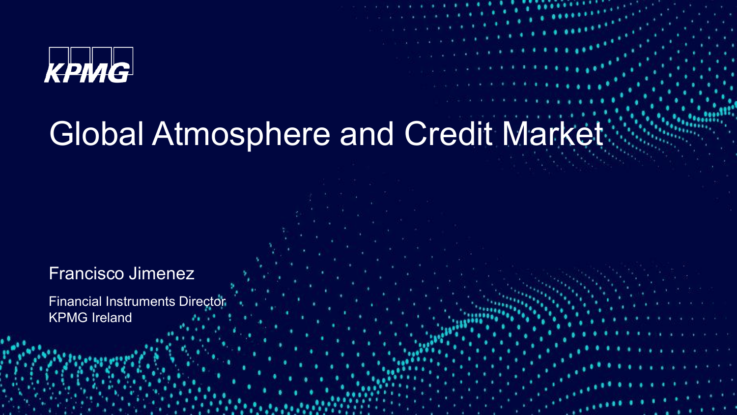KPMG

# Global Atmosphere and Credit Market

Francisco Jimenez

Financial Instruments Director
KPMG Ireland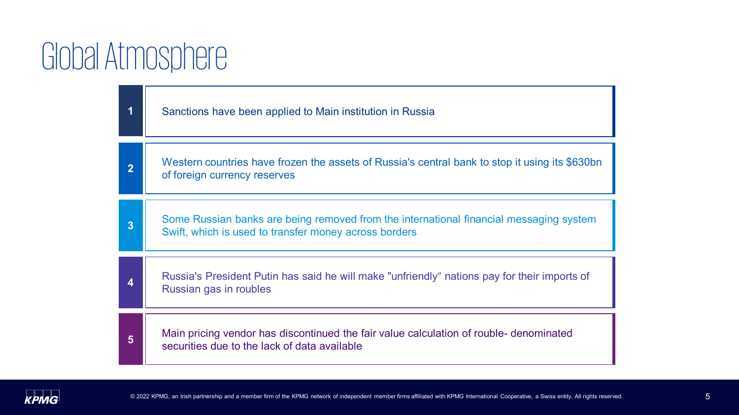# Global Atmosphere

1. Sanctions have been applied to Main institution in Russia
2. Western countries have frozen the assets of Russia's central bank to stop it using its $630bn of foreign currency reserves
3. Some Russian banks are being removed from the international financial messaging system Swift, which is used to transfer money across borders
4. Russia's President Putin has said he will make "unfriendly“ nations pay for their imports of Russian gas in roubles
5. Main pricing vendor has discontinued the fair value calculation of rouble- denominated securities due to the lack of data available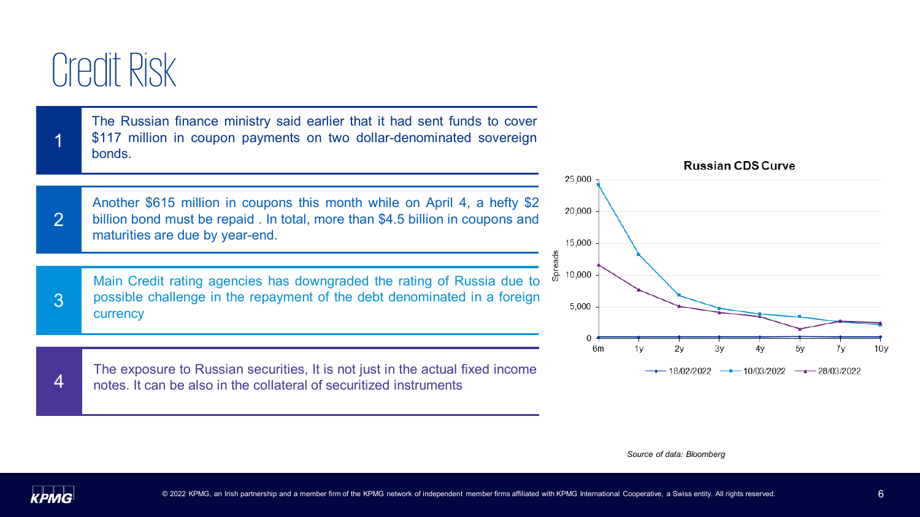# Credit Risk

1. The Russian finance ministry said earlier that it had sent funds to cover $117 million in coupon payments on two dollar-denominated sovereign bonds.

2. Another $615 million in coupons this month while on April 4, a hefty $2 billion bond must be repaid . In total, more than $4.5 billion in coupons and maturities are due by year-end.

3. Main Credit rating agencies has downgraded the rating of Russia due to possible challenge in the repayment of the debt denominated in a foreign currency

4. The exposure to Russian securities, It is not just in the actual fixed income notes. It can be also in the collateral of securitized instruments

**Russian CDS Curve**

Spreads: 0 – 25,000; tenors: 6m, 1y, 2y, 3y, 4y, 5y, 7y, 10y

Legend: 18/02/2022, 10/03/2022, 28/03/2022

*Source of data: Bloomberg*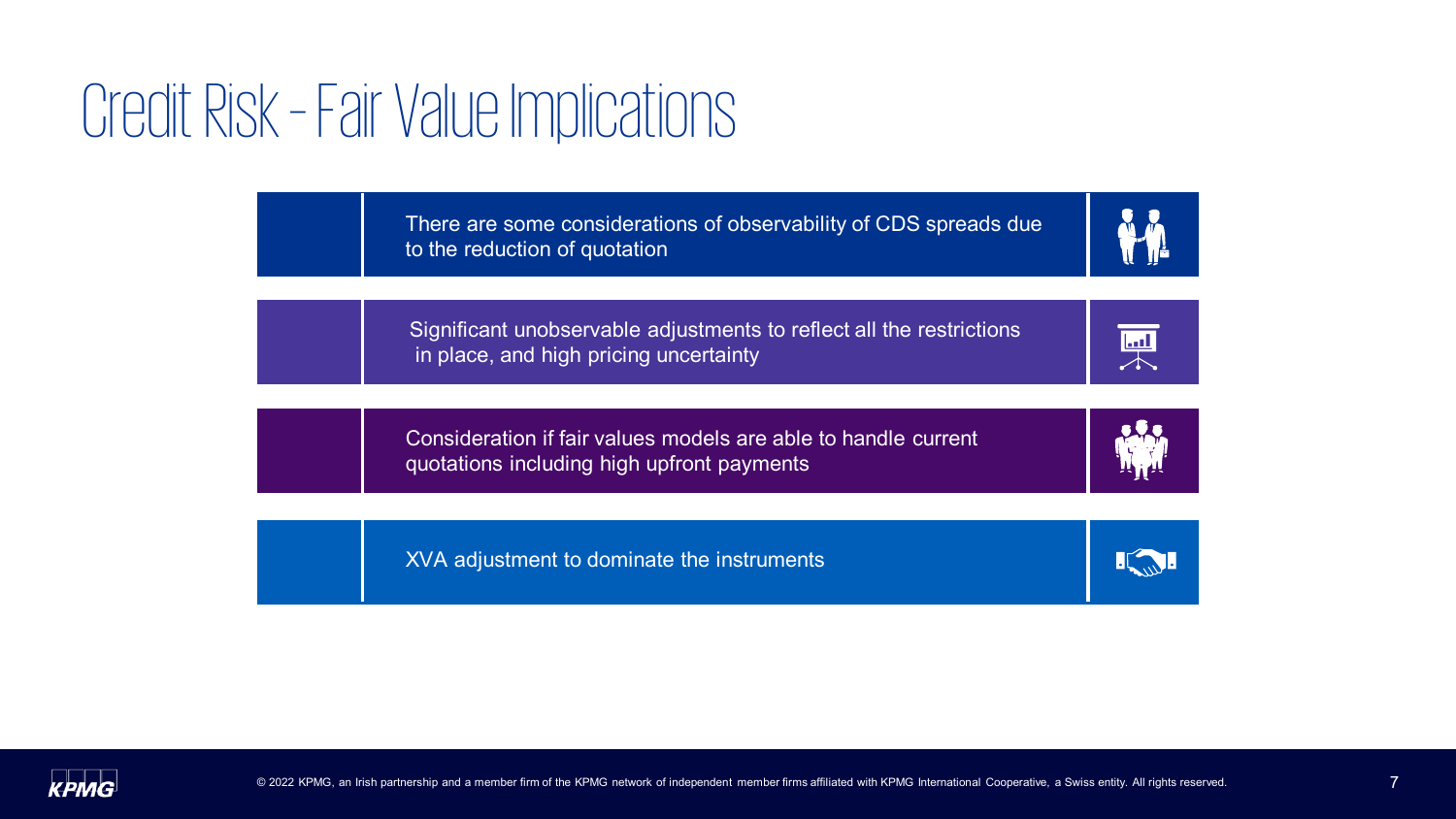# Credit Risk - Fair Value Implications

- There are some considerations of observability of CDS spreads due to the reduction of quotation
- Significant unobservable adjustments to reflect all the restrictions in place, and high pricing uncertainty
- Consideration if fair values models are able to handle current quotations including high upfront payments
- XVA adjustment to dominate the instruments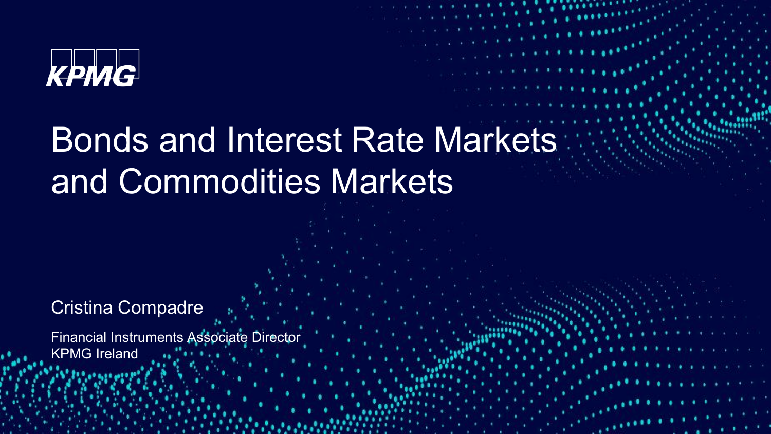KPMG

# Bonds and Interest Rate Markets and Commodities Markets

Cristina Compadre

Financial Instruments Associate Director
KPMG Ireland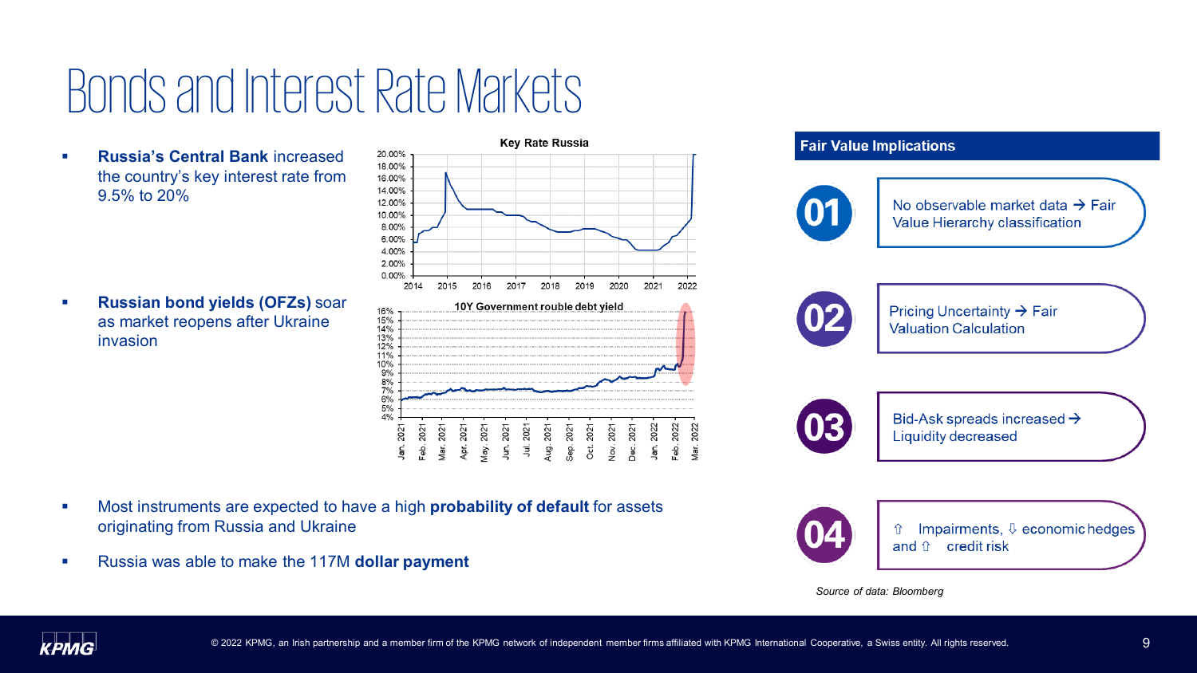# Bonds and Interest Rate Markets

- **Russia's Central Bank** increased the country's key interest rate from 9.5% to 20%

Key Rate Russia

- **Russian bond yields (OFZs)** soar as market reopens after Ukraine invasion

10Y Government rouble debt yield

- Most instruments are expected to have a high **probability of default** for assets originating from Russia and Ukraine
- Russia was able to make the 117M **dollar payment**

## Fair Value Implications

01 No observable market data → Fair Value Hierarchy classification

02 Pricing Uncertainty → Fair Valuation Calculation

03 Bid-Ask spreads increased → Liquidity decreased

04 ⇧ Impairments, ⇩ economic hedges and ⇧ credit risk

*Source of data: Bloomberg*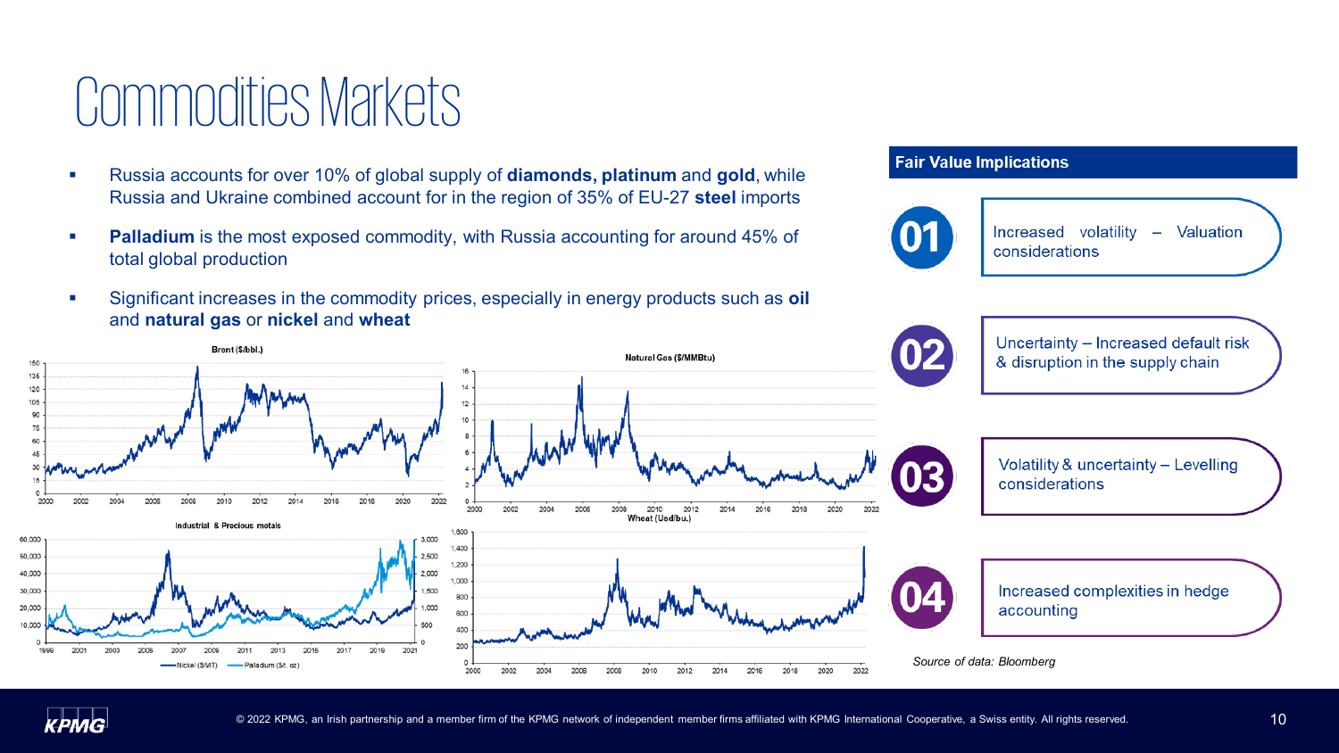# Commodities Markets

- Russia accounts for over 10% of global supply of **diamonds, platinum** and **gold**, while Russia and Ukraine combined account for in the region of 35% of EU-27 **steel** imports
- **Palladium** is the most exposed commodity, with Russia accounting for around 45% of total global production
- Significant increases in the commodity prices, especially in energy products such as **oil** and **natural gas** or **nickel** and **wheat**

Brent ($/bbl.)

Natural Gas ($/MMBtu)

Industrial & Precious metals

Nickel ($/MT) — Palladium ($/t. oz)

Wheat (Usd/bu.)

## Fair Value Implications

**01** Increased volatility – Valuation considerations

**02** Uncertainty – Increased default risk & disruption in the supply chain

**03** Volatility & uncertainty – Levelling considerations

**04** Increased complexities in hedge accounting

*Source of data: Bloomberg*

© 2022 KPMG, an Irish partnership and a member firm of the KPMG network of independent member firms affiliated with KPMG International Cooperative, a Swiss entity. All rights reserved.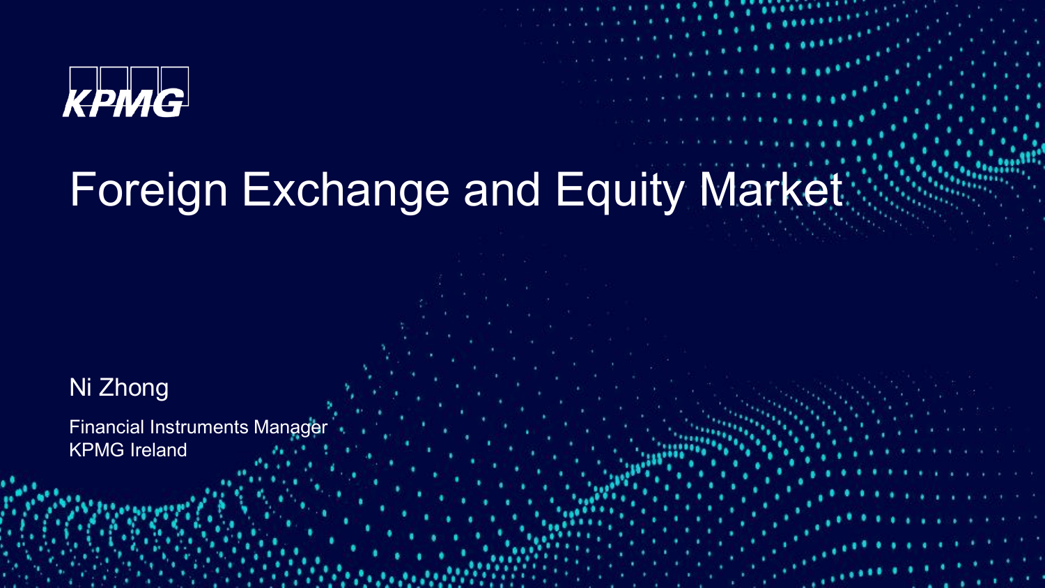KPMG

# Foreign Exchange and Equity Market

Ni Zhong

Financial Instruments Manager
KPMG Ireland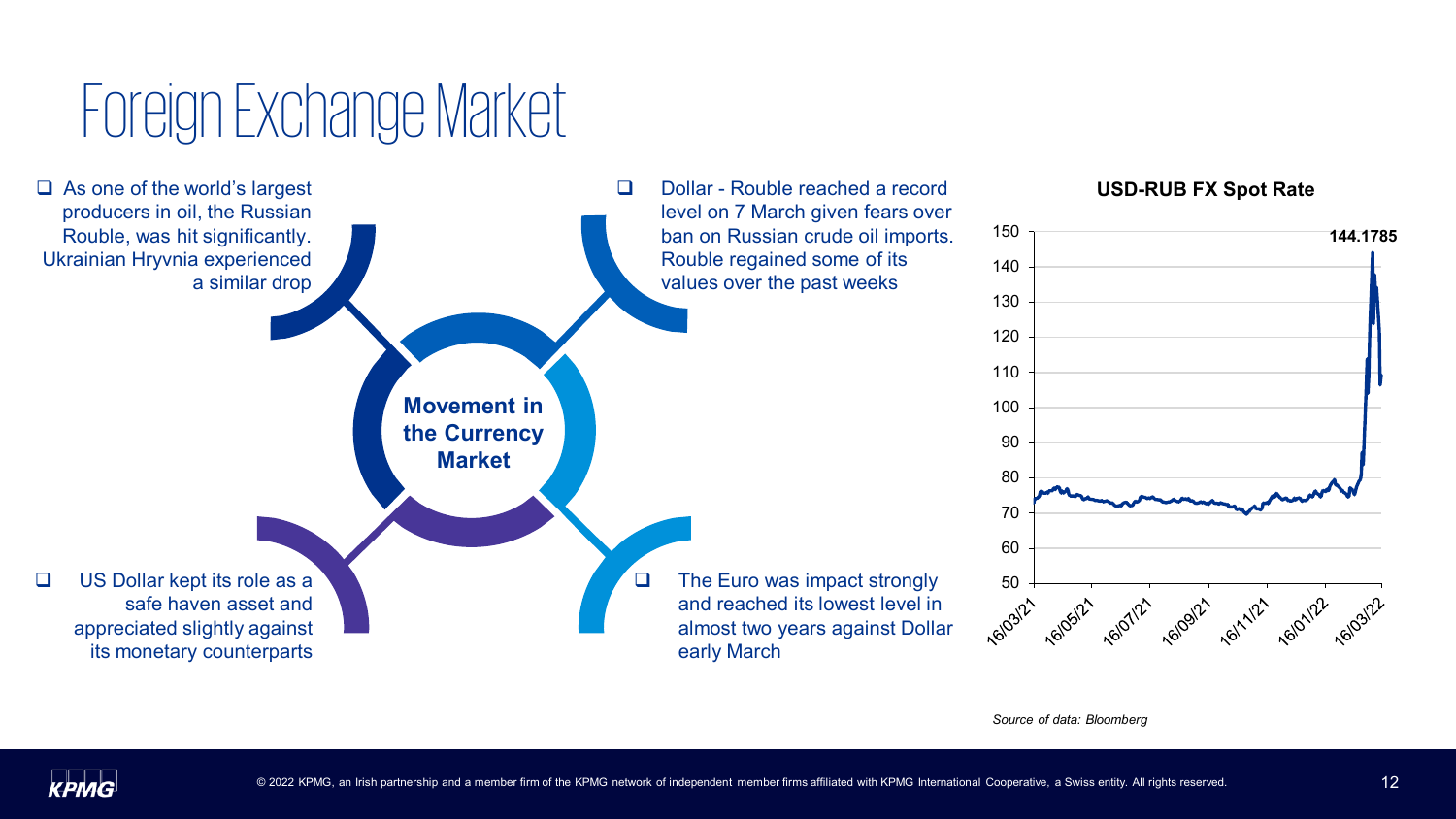# Foreign Exchange Market

**Movement in the Currency Market**

- As one of the world's largest producers in oil, the Russian Rouble, was hit significantly. Ukrainian Hryvnia experienced a similar drop
- Dollar - Rouble reached a record level on 7 March given fears over ban on Russian crude oil imports. Rouble regained some of its values over the past weeks
- US Dollar kept its role as a safe haven asset and appreciated slightly against its monetary counterparts
- The Euro was impact strongly and reached its lowest level in almost two years against Dollar early March

**USD-RUB FX Spot Rate**

144.1785

150
140
130
120
110
100
90
80
70
60
50

16/03/21 16/05/21 16/07/21 16/09/21 16/11/21 16/01/22 16/03/22

*Source of data: Bloomberg*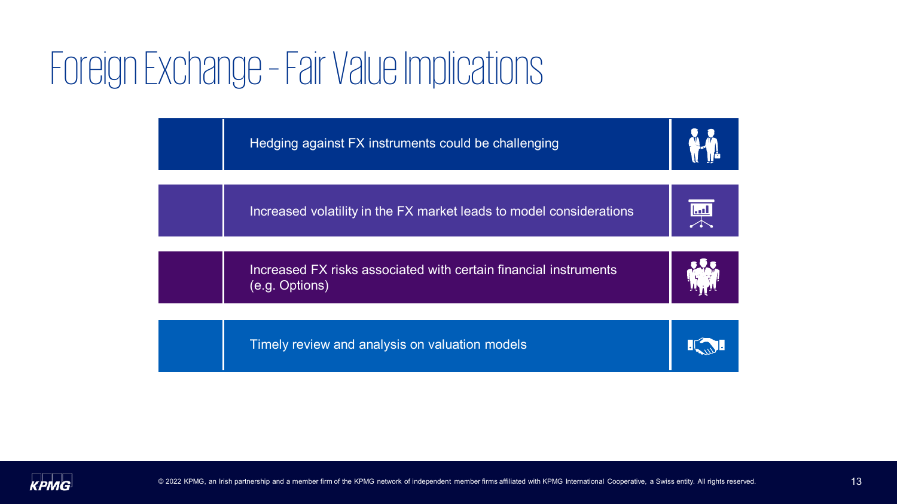# Foreign Exchange - Fair Value Implications

- Hedging against FX instruments could be challenging
- Increased volatility in the FX market leads to model considerations
- Increased FX risks associated with certain financial instruments (e.g. Options)
- Timely review and analysis on valuation models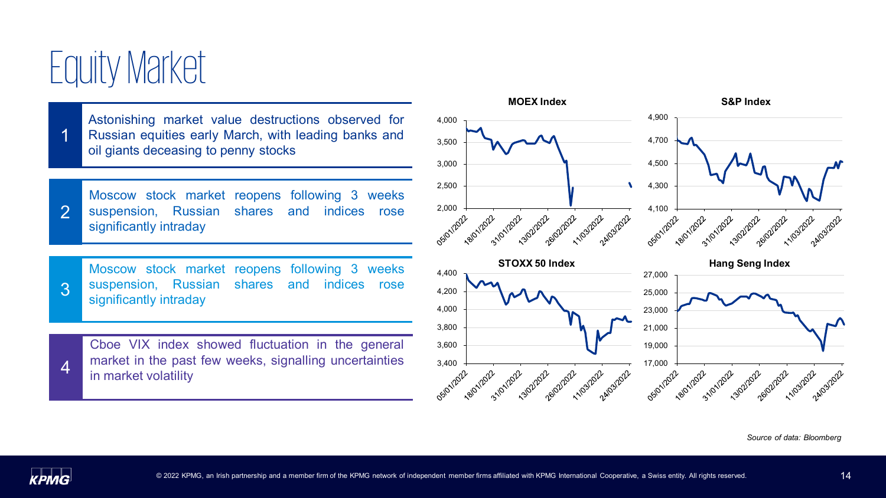# Equity Market

1. Astonishing market value destructions observed for Russian equities early March, with leading banks and oil giants deceasing to penny stocks

2. Moscow stock market reopens following 3 weeks suspension, Russian shares and indices rose significantly intraday

3. Moscow stock market reopens following 3 weeks suspension, Russian shares and indices rose significantly intraday

4. Cboe VIX index showed fluctuation in the general market in the past few weeks, signalling uncertainties in market volatility

**MOEX Index**

**S&P Index**

**STOXX 50 Index**

**Hang Seng Index**

*Source of data: Bloomberg*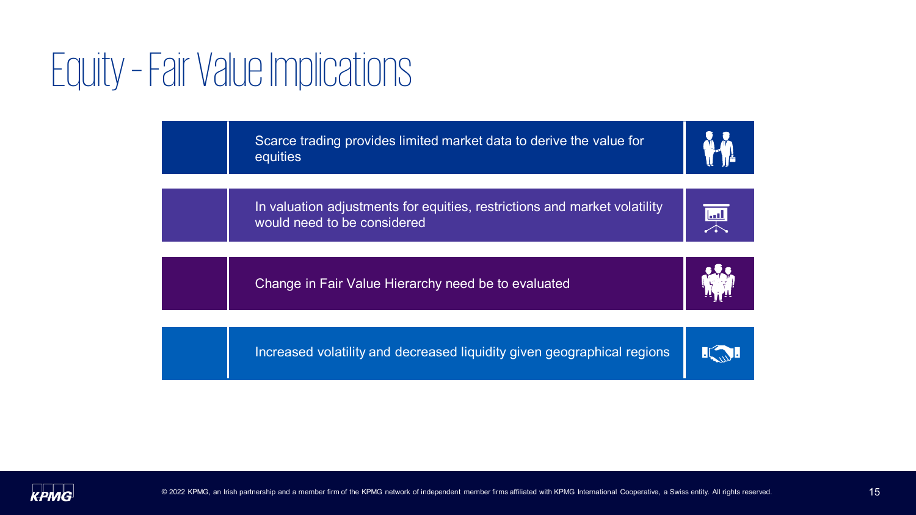# Equity - Fair Value Implications

- Scarce trading provides limited market data to derive the value for equities
- In valuation adjustments for equities, restrictions and market volatility would need to be considered
- Change in Fair Value Hierarchy need be to evaluated
- Increased volatility and decreased liquidity given geographical regions

© 2022 KPMG, an Irish partnership and a member firm of the KPMG network of independent member firms affiliated with KPMG International Cooperative, a Swiss entity. All rights reserved.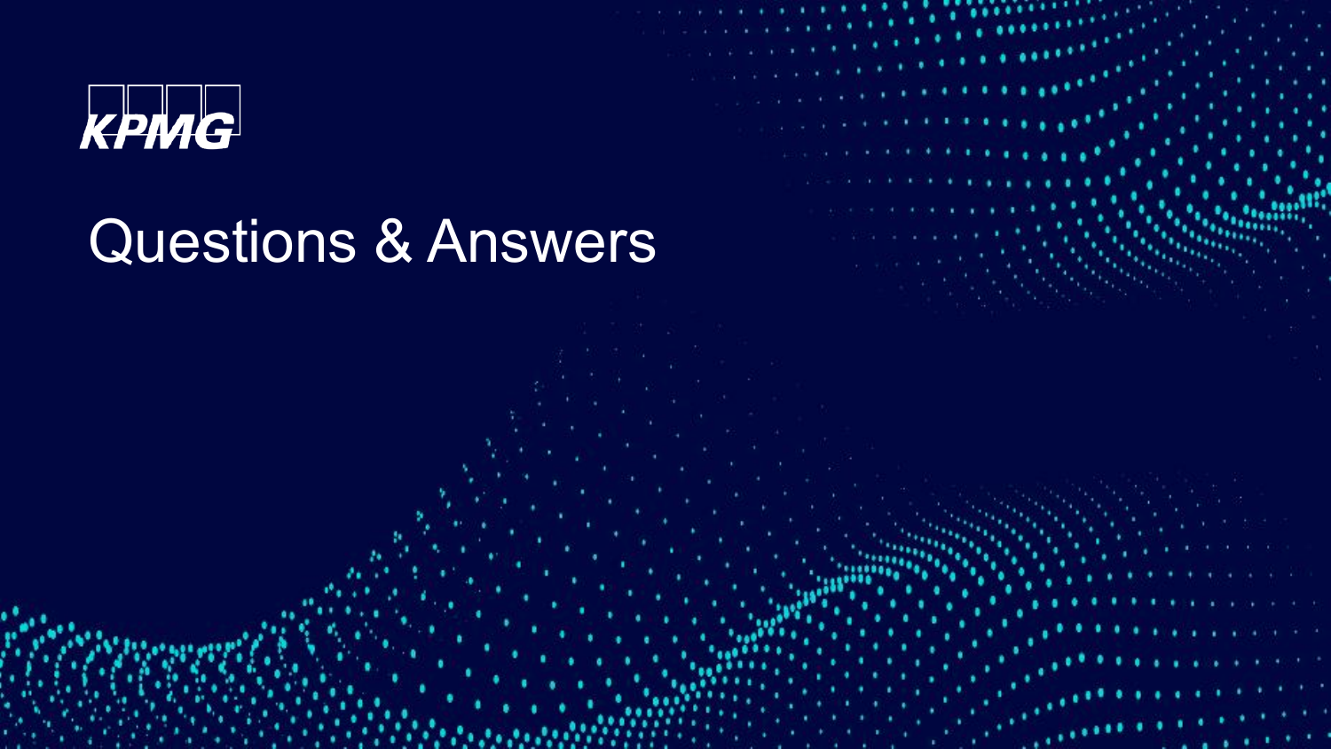KPMG

# Questions & Answers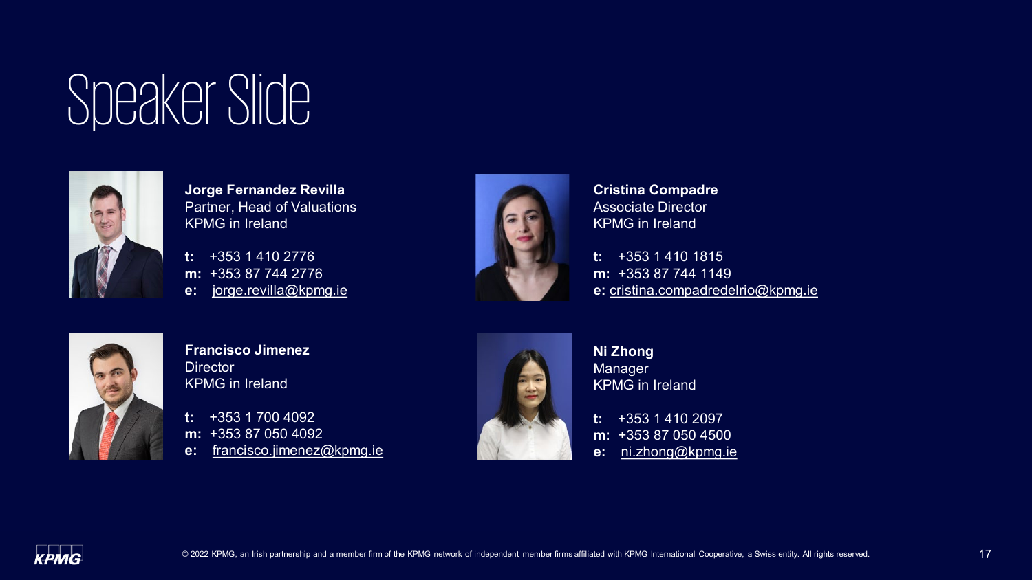# Speaker Slide

**Jorge Fernandez Revilla**
Partner, Head of Valuations
KPMG in Ireland

**t:** +353 1 410 2776
**m:** +353 87 744 2776
**e:** jorge.revilla@kpmg.ie

**Cristina Compadre**
Associate Director
KPMG in Ireland

**t:** +353 1 410 1815
**m:** +353 87 744 1149
**e:** cristina.compadredelrio@kpmg.ie

**Francisco Jimenez**
Director
KPMG in Ireland

**t:** +353 1 700 4092
**m:** +353 87 050 4092
**e:** francisco.jimenez@kpmg.ie

**Ni Zhong**
Manager
KPMG in Ireland

**t:** +353 1 410 2097
**m:** +353 87 050 4500
**e:** ni.zhong@kpmg.ie

© 2022 KPMG, an Irish partnership and a member firm of the KPMG network of independent member firms affiliated with KPMG International Cooperative, a Swiss entity. All rights reserved.